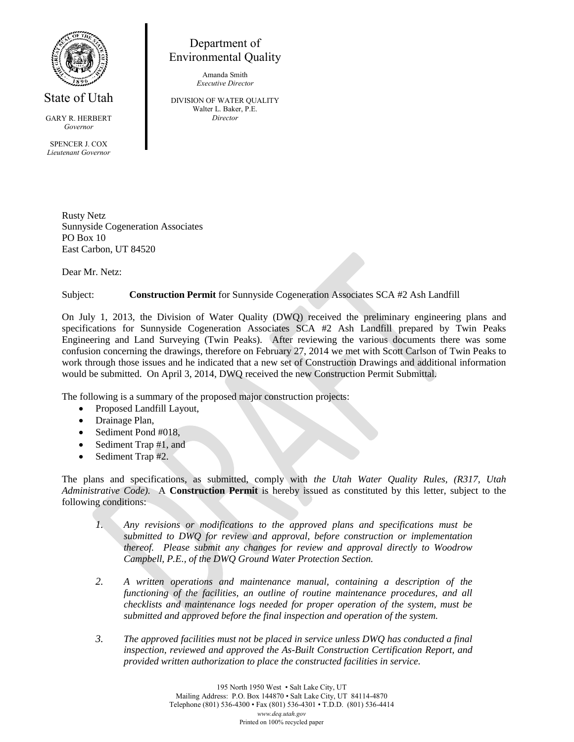State of Utah

GARY R. HERBERT
*Governor*

SPENCER J. COX
*Lieutenant Governor*

Department of
Environmental Quality

Amanda Smith
*Executive Director*

DIVISION OF WATER QUALITY
Walter L. Baker, P.E.
*Director*

Rusty Netz
Sunnyside Cogeneration Associates
PO Box 10
East Carbon, UT 84520

Dear Mr. Netz:

Subject: **Construction Permit** for Sunnyside Cogeneration Associates SCA #2 Ash Landfill

On July 1, 2013, the Division of Water Quality (DWQ) received the preliminary engineering plans and specifications for Sunnyside Cogeneration Associates SCA #2 Ash Landfill prepared by Twin Peaks Engineering and Land Surveying (Twin Peaks). After reviewing the various documents there was some confusion concerning the drawings, therefore on February 27, 2014 we met with Scott Carlson of Twin Peaks to work through those issues and he indicated that a new set of Construction Drawings and additional information would be submitted. On April 3, 2014, DWQ received the new Construction Permit Submittal.

The following is a summary of the proposed major construction projects:

- Proposed Landfill Layout,
- Drainage Plan,
- Sediment Pond #018,
- Sediment Trap #1, and
- Sediment Trap #2.

The plans and specifications, as submitted, comply with *the Utah Water Quality Rules, (R317, Utah Administrative Code).* A **Construction Permit** is hereby issued as constituted by this letter, subject to the following conditions:

1. *Any revisions or modifications to the approved plans and specifications must be submitted to DWQ for review and approval, before construction or implementation thereof. Please submit any changes for review and approval directly to Woodrow Campbell, P.E., of the DWQ Ground Water Protection Section.*

2. *A written operations and maintenance manual, containing a description of the functioning of the facilities, an outline of routine maintenance procedures, and all checklists and maintenance logs needed for proper operation of the system, must be submitted and approved before the final inspection and operation of the system.*

3. *The approved facilities must not be placed in service unless DWQ has conducted a final inspection, reviewed and approved the As-Built Construction Certification Report, and provided written authorization to place the constructed facilities in service.*

195 North 1950 West • Salt Lake City, UT
Mailing Address: P.O. Box 144870 • Salt Lake City, UT 84114-4870
Telephone (801) 536-4300 • Fax (801) 536-4301 • T.D.D. (801) 536-4414
*www.deq.utah.gov*
Printed on 100% recycled paper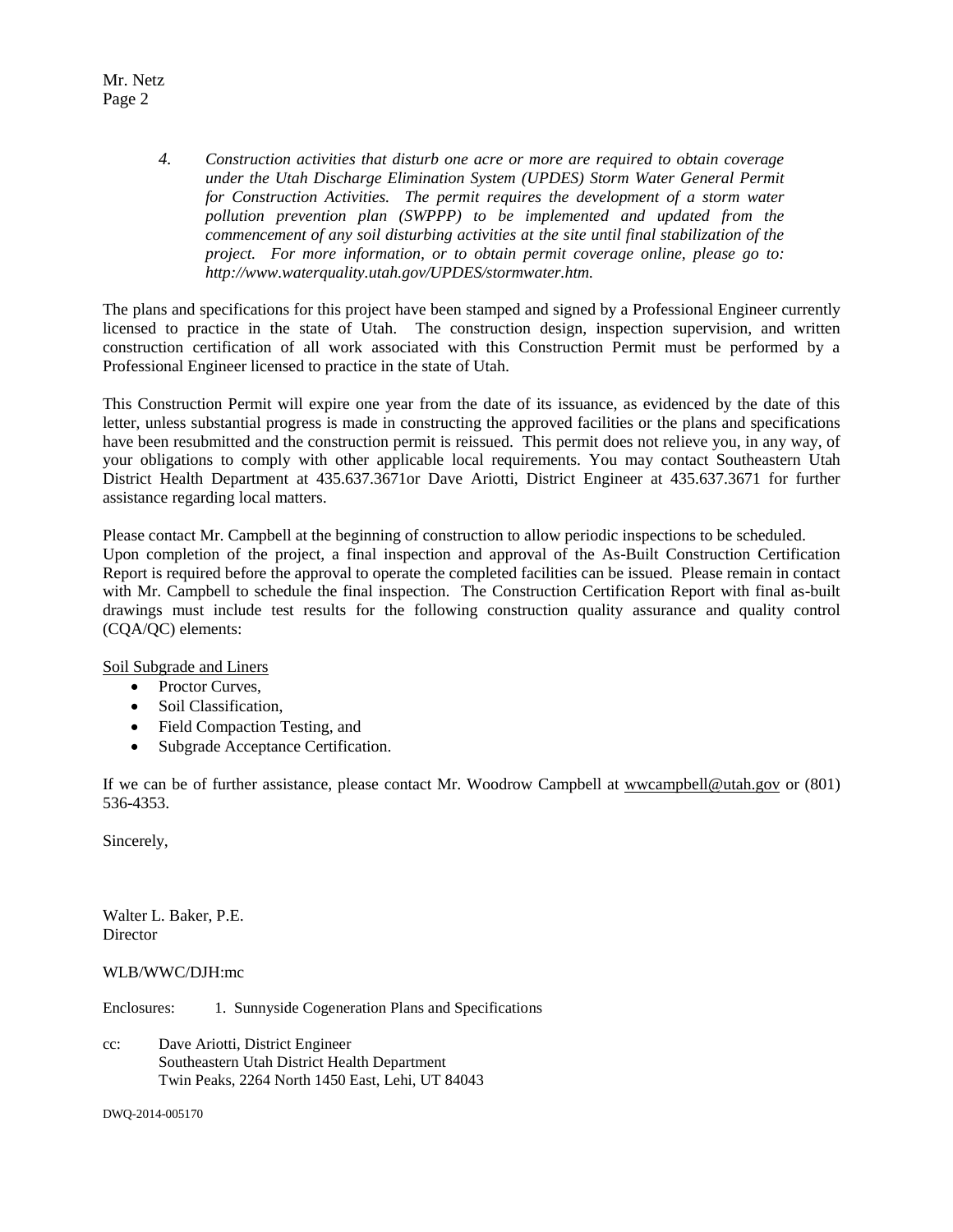4. *Construction activities that disturb one acre or more are required to obtain coverage under the Utah Discharge Elimination System (UPDES) Storm Water General Permit for Construction Activities. The permit requires the development of a storm water pollution prevention plan (SWPPP) to be implemented and updated from the commencement of any soil disturbing activities at the site until final stabilization of the project. For more information, or to obtain permit coverage online, please go to: http://www.waterquality.utah.gov/UPDES/stormwater.htm.*

The plans and specifications for this project have been stamped and signed by a Professional Engineer currently licensed to practice in the state of Utah. The construction design, inspection supervision, and written construction certification of all work associated with this Construction Permit must be performed by a Professional Engineer licensed to practice in the state of Utah.

This Construction Permit will expire one year from the date of its issuance, as evidenced by the date of this letter, unless substantial progress is made in constructing the approved facilities or the plans and specifications have been resubmitted and the construction permit is reissued. This permit does not relieve you, in any way, of your obligations to comply with other applicable local requirements. You may contact Southeastern Utah District Health Department at 435.637.3671or Dave Ariotti, District Engineer at 435.637.3671 for further assistance regarding local matters.

Please contact Mr. Campbell at the beginning of construction to allow periodic inspections to be scheduled. Upon completion of the project, a final inspection and approval of the As-Built Construction Certification Report is required before the approval to operate the completed facilities can be issued. Please remain in contact with Mr. Campbell to schedule the final inspection. The Construction Certification Report with final as-built drawings must include test results for the following construction quality assurance and quality control (CQA/QC) elements:

Soil Subgrade and Liners

- Proctor Curves,
- Soil Classification,
- Field Compaction Testing, and
- Subgrade Acceptance Certification.

If we can be of further assistance, please contact Mr. Woodrow Campbell at wwcampbell@utah.gov or (801) 536-4353.

Sincerely,

Walter L. Baker, P.E.
Director

WLB/WWC/DJH:mc

Enclosures: 1. Sunnyside Cogeneration Plans and Specifications

cc: Dave Ariotti, District Engineer
Southeastern Utah District Health Department
Twin Peaks, 2264 North 1450 East, Lehi, UT 84043

DWQ-2014-005170